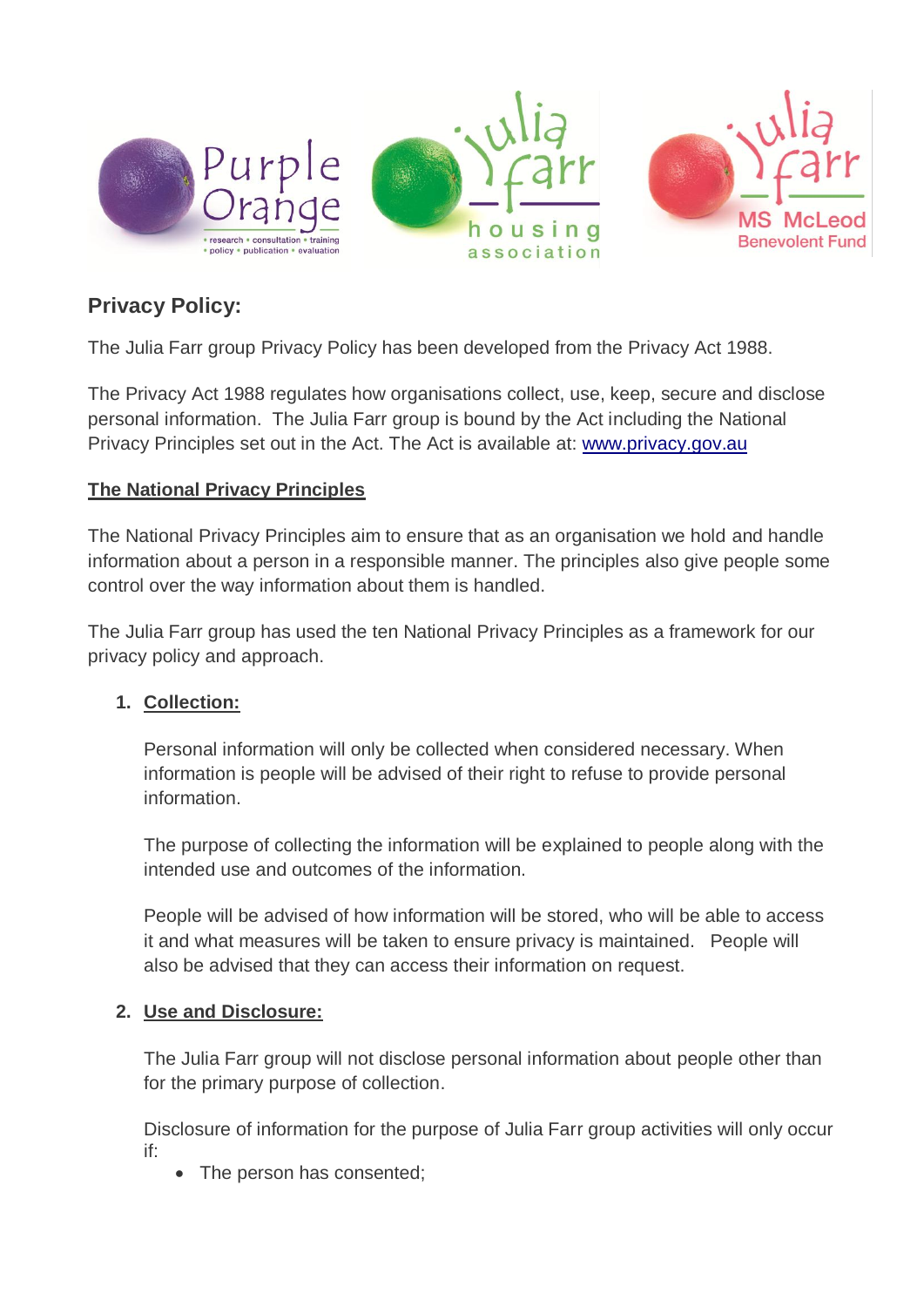## Privacy Policy:

The Julia Farr group Privacy Policy has been developed from the Privacy Act 1988.

The Privacy Act 1988 regulates how organisations collect, use, keep, secure and disclose personal information. The Julia Farr group is bound by the Act including the National Privacy Principles set out in the Act. The Act is available at: [www.privacy.gov.au](http://www.privacy.gov.au)

### The National Privacy Principles

The National Privacy Principles aim to ensure that as an organisation we hold and handle information about a person in a responsible manner. The principles also give people some control over the way information about them is handled.

The Julia Farr group has used the ten National Privacy Principles as a framework for our privacy policy and approach.

1. **Collection:**

   Personal information will only be collected when considered necessary. When information is people will be advised of their right to refuse to provide personal information.

   The purpose of collecting the information will be explained to people along with the intended use and outcomes of the information.

   People will be advised of how information will be stored, who will be able to access it and what measures will be taken to ensure privacy is maintained. People will also be advised that they can access their information on request.

2. **Use and Disclosure:**

   The Julia Farr group will not disclose personal information about people other than for the primary purpose of collection.

   Disclosure of information for the purpose of Julia Farr group activities will only occur if:

   - The person has consented;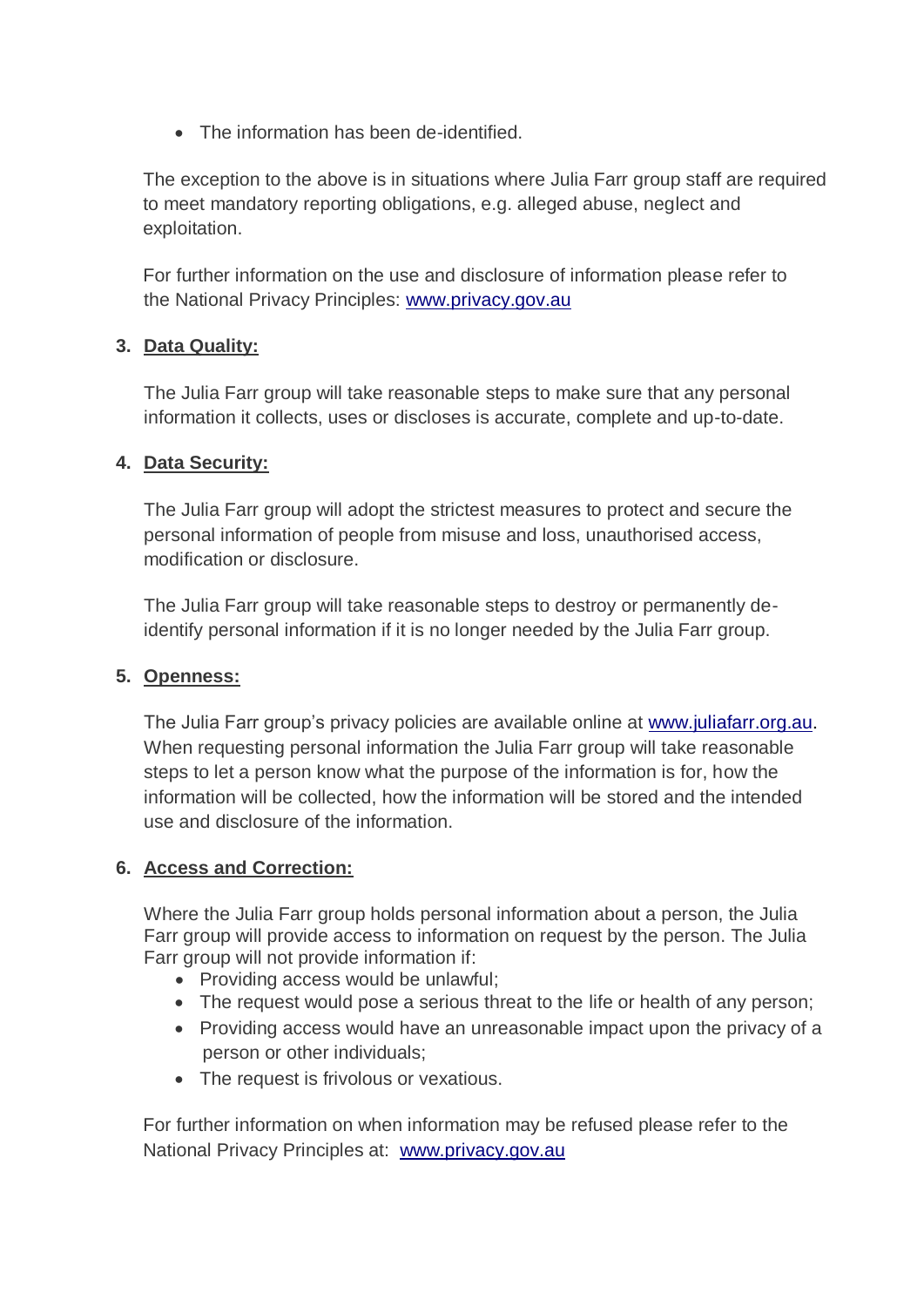- The information has been de-identified.

The exception to the above is in situations where Julia Farr group staff are required to meet mandatory reporting obligations, e.g. alleged abuse, neglect and exploitation.

For further information on the use and disclosure of information please refer to the National Privacy Principles: [www.privacy.gov.au](http://www.privacy.gov.au)

3. **Data Quality:**

The Julia Farr group will take reasonable steps to make sure that any personal information it collects, uses or discloses is accurate, complete and up-to-date.

4. **Data Security:**

The Julia Farr group will adopt the strictest measures to protect and secure the personal information of people from misuse and loss, unauthorised access, modification or disclosure.

The Julia Farr group will take reasonable steps to destroy or permanently de-identify personal information if it is no longer needed by the Julia Farr group.

5. **Openness:**

The Julia Farr group's privacy policies are available online at [www.juliafarr.org.au](http://www.juliafarr.org.au). When requesting personal information the Julia Farr group will take reasonable steps to let a person know what the purpose of the information is for, how the information will be collected, how the information will be stored and the intended use and disclosure of the information.

6. **Access and Correction:**

Where the Julia Farr group holds personal information about a person, the Julia Farr group will provide access to information on request by the person. The Julia Farr group will not provide information if:

- Providing access would be unlawful;
- The request would pose a serious threat to the life or health of any person;
- Providing access would have an unreasonable impact upon the privacy of a person or other individuals;
- The request is frivolous or vexatious.

For further information on when information may be refused please refer to the National Privacy Principles at: [www.privacy.gov.au](http://www.privacy.gov.au)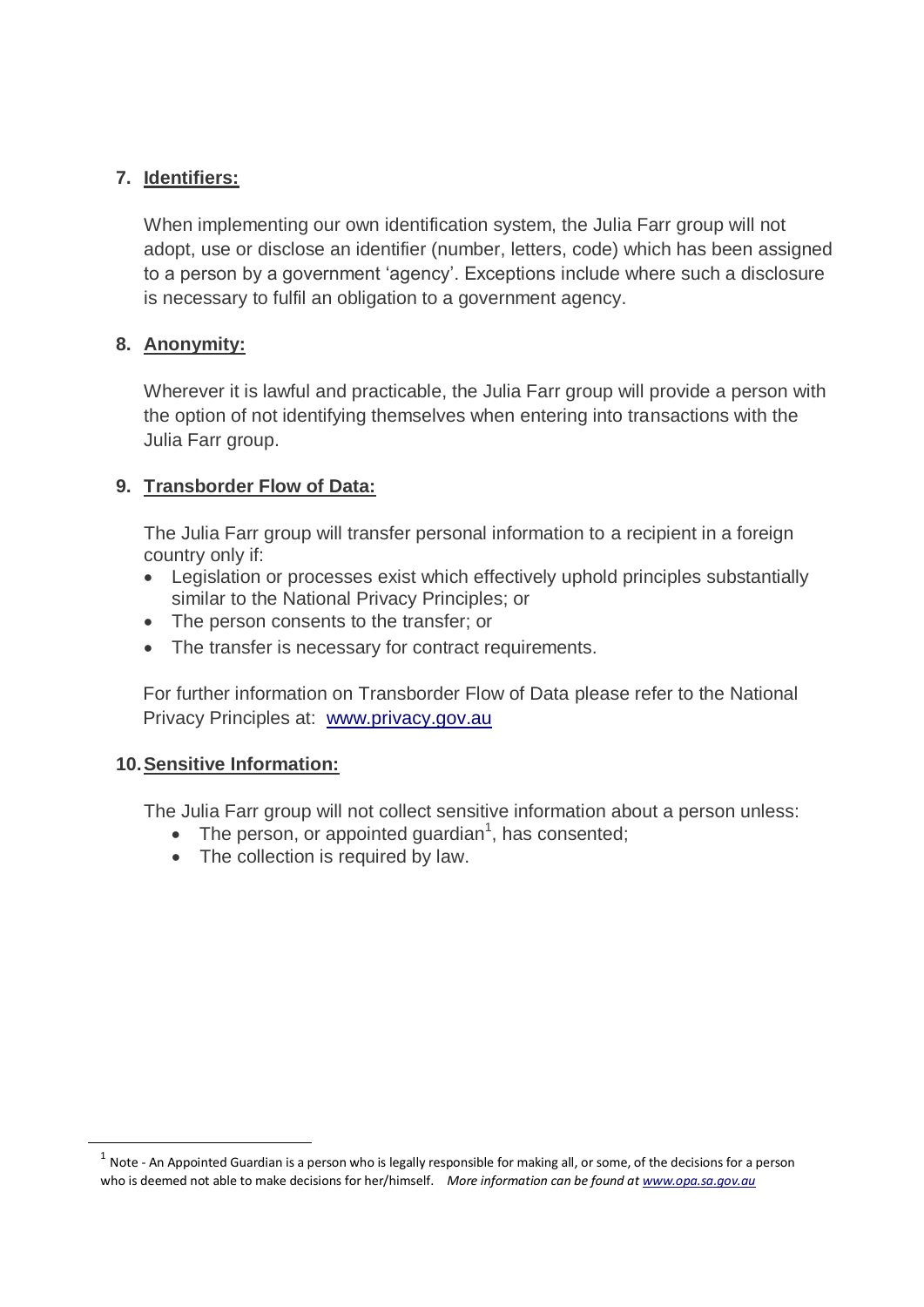7. **Identifiers:**

   When implementing our own identification system, the Julia Farr group will not adopt, use or disclose an identifier (number, letters, code) which has been assigned to a person by a government 'agency'. Exceptions include where such a disclosure is necessary to fulfil an obligation to a government agency.

8. **Anonymity:**

   Wherever it is lawful and practicable, the Julia Farr group will provide a person with the option of not identifying themselves when entering into transactions with the Julia Farr group.

9. **Transborder Flow of Data:**

   The Julia Farr group will transfer personal information to a recipient in a foreign country only if:

   - Legislation or processes exist which effectively uphold principles substantially similar to the National Privacy Principles; or
   - The person consents to the transfer; or
   - The transfer is necessary for contract requirements.

   For further information on Transborder Flow of Data please refer to the National Privacy Principles at: www.privacy.gov.au

10. **Sensitive Information:**

    The Julia Farr group will not collect sensitive information about a person unless:

    - The person, or appointed guardian[1], has consented;
    - The collection is required by law.

---

[1] Note - An Appointed Guardian is a person who is legally responsible for making all, or some, of the decisions for a person who is deemed not able to make decisions for her/himself. *More information can be found at www.opa.sa.gov.au*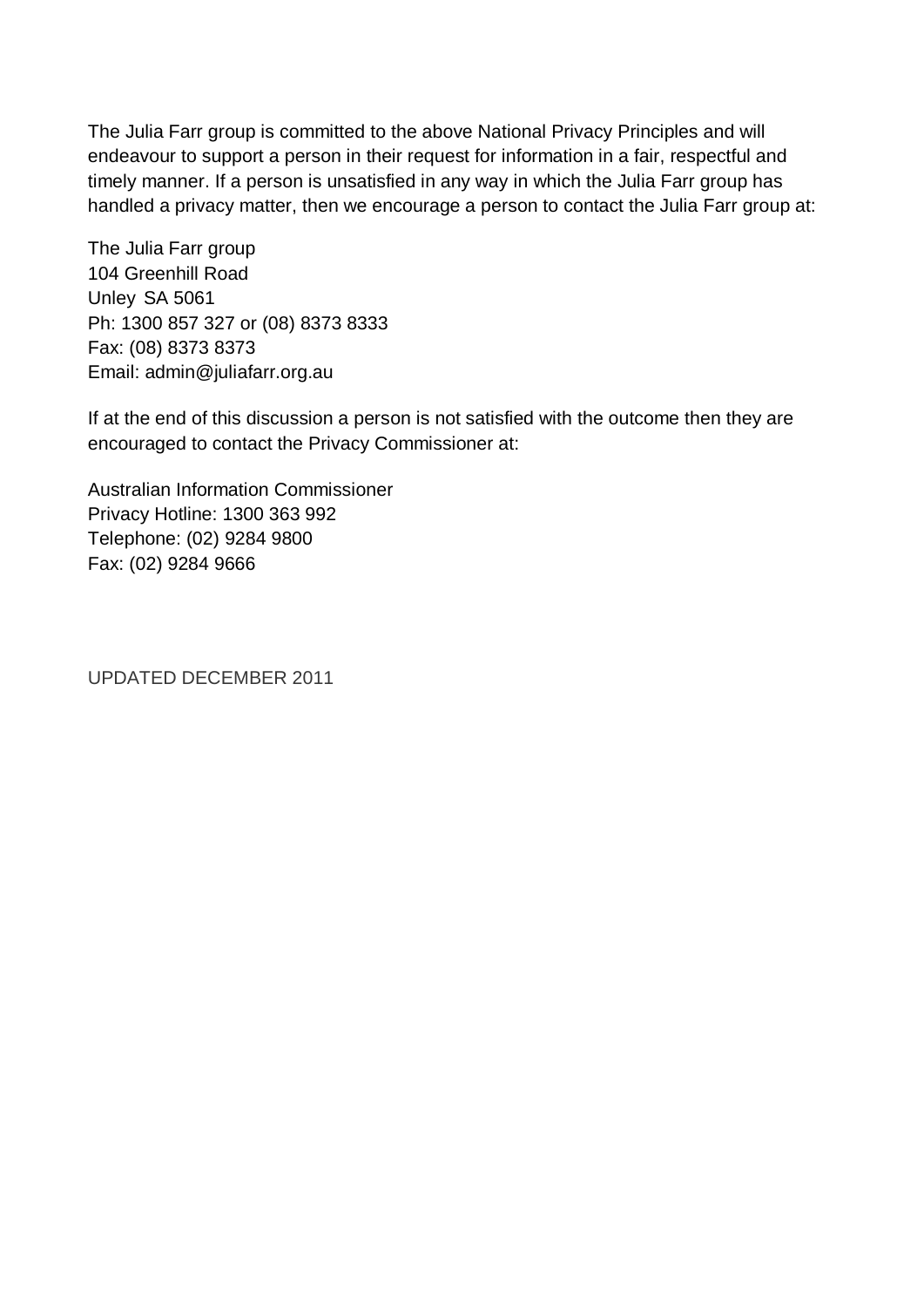The Julia Farr group is committed to the above National Privacy Principles and will endeavour to support a person in their request for information in a fair, respectful and timely manner. If a person is unsatisfied in any way in which the Julia Farr group has handled a privacy matter, then we encourage a person to contact the Julia Farr group at:

The Julia Farr group  
104 Greenhill Road  
Unley SA 5061  
Ph: 1300 857 327 or (08) 8373 8333  
Fax: (08) 8373 8373  
Email: admin@juliafarr.org.au

If at the end of this discussion a person is not satisfied with the outcome then they are encouraged to contact the Privacy Commissioner at:

Australian Information Commissioner  
Privacy Hotline: 1300 363 992  
Telephone: (02) 9284 9800  
Fax: (02) 9284 9666

UPDATED DECEMBER 2011